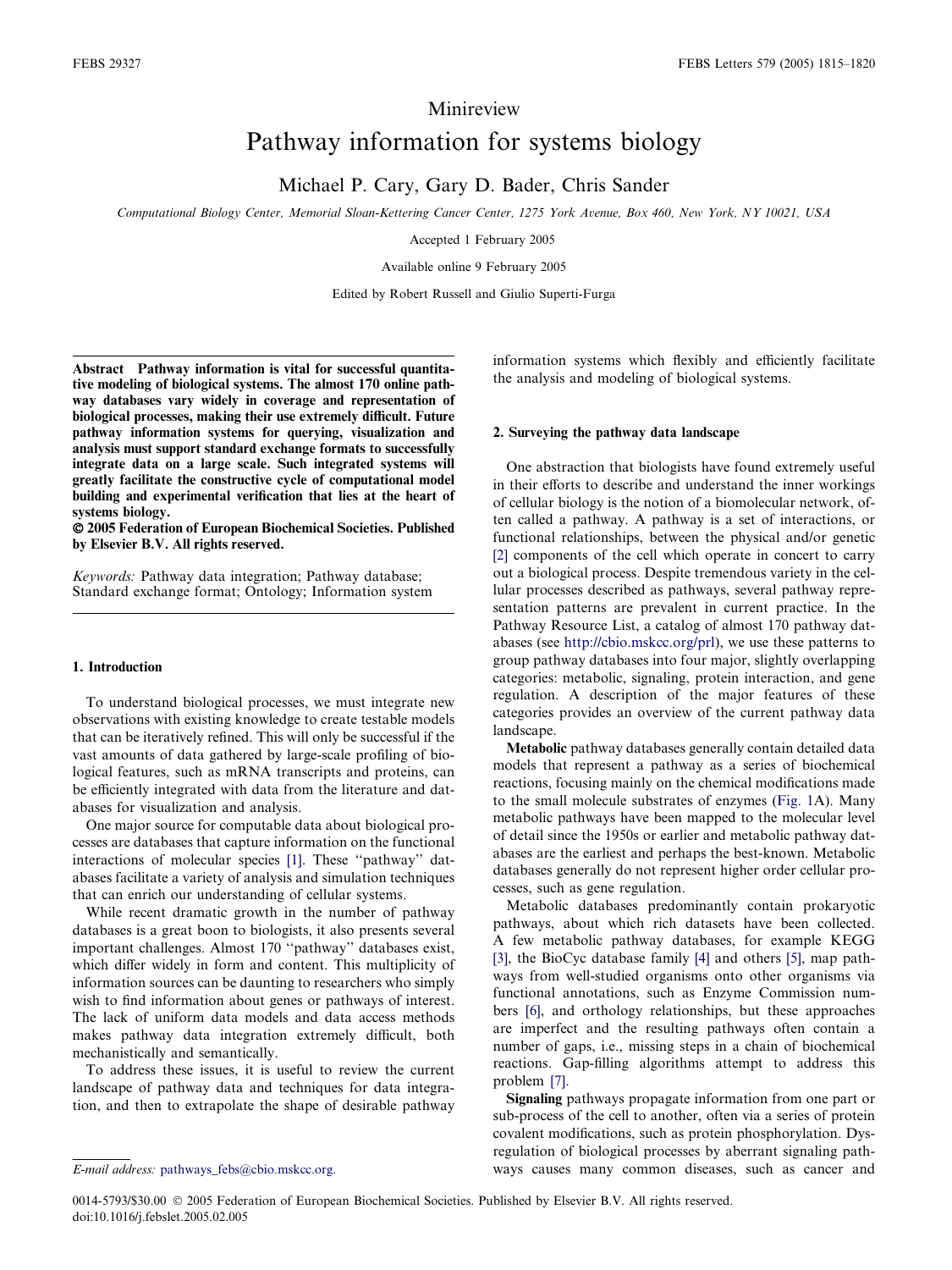Minireview

# Pathway information for systems biology

Michael P. Cary, Gary D. Bader, Chris Sander

*Computational Biology Center, Memorial Sloan-Kettering Cancer Center, 1275 York Avenue, Box 460, New York, NY 10021, USA*

Accepted 1 February 2005

Available online 9 February 2005

Edited by Robert Russell and Giulio Superti-Furga

**Abstract** Pathway information is vital for successful quantitative modeling of biological systems. The almost 170 online pathway databases vary widely in coverage and representation of biological processes, making their use extremely difficult. Future pathway information systems for querying, visualization and analysis must support standard exchange formats to successfully integrate data on a large scale. Such integrated systems will greatly facilitate the constructive cycle of computational model building and experimental verification that lies at the heart of systems biology.

**© 2005 Federation of European Biochemical Societies. Published by Elsevier B.V. All rights reserved.**

*Keywords:* Pathway data integration; Pathway database; Standard exchange format; Ontology; Information system

## 1. Introduction

To understand biological processes, we must integrate new observations with existing knowledge to create testable models that can be iteratively refined. This will only be successful if the vast amounts of data gathered by large-scale profiling of biological features, such as mRNA transcripts and proteins, can be efficiently integrated with data from the literature and databases for visualization and analysis.

One major source for computable data about biological processes are databases that capture information on the functional interactions of molecular species [1]. These "pathway" databases facilitate a variety of analysis and simulation techniques that can enrich our understanding of cellular systems.

While recent dramatic growth in the number of pathway databases is a great boon to biologists, it also presents several important challenges. Almost 170 "pathway" databases exist, which differ widely in form and content. This multiplicity of information sources can be daunting to researchers who simply wish to find information about genes or pathways of interest. The lack of uniform data models and data access methods makes pathway data integration extremely difficult, both mechanistically and semantically.

To address these issues, it is useful to review the current landscape of pathway data and techniques for data integration, and then to extrapolate the shape of desirable pathway information systems which flexibly and efficiently facilitate the analysis and modeling of biological systems.

## 2. Surveying the pathway data landscape

One abstraction that biologists have found extremely useful in their efforts to describe and understand the inner workings of cellular biology is the notion of a biomolecular network, often called a pathway. A pathway is a set of interactions, or functional relationships, between the physical and/or genetic [2] components of the cell which operate in concert to carry out a biological process. Despite tremendous variety in the cellular processes described as pathways, several pathway representation patterns are prevalent in current practice. In the Pathway Resource List, a catalog of almost 170 pathway databases (see http://cbio.mskcc.org/prl), we use these patterns to group pathway databases into four major, slightly overlapping categories: metabolic, signaling, protein interaction, and gene regulation. A description of the major features of these categories provides an overview of the current pathway data landscape.

**Metabolic** pathway databases generally contain detailed data models that represent a pathway as a series of biochemical reactions, focusing mainly on the chemical modifications made to the small molecule substrates of enzymes (Fig. 1A). Many metabolic pathways have been mapped to the molecular level of detail since the 1950s or earlier and metabolic pathway databases are the earliest and perhaps the best-known. Metabolic databases generally do not represent higher order cellular processes, such as gene regulation.

Metabolic databases predominantly contain prokaryotic pathways, about which rich datasets have been collected. A few metabolic pathway databases, for example KEGG [3], the BioCyc database family [4] and others [5], map pathways from well-studied organisms onto other organisms via functional annotations, such as Enzyme Commission numbers [6], and orthology relationships, but these approaches are imperfect and the resulting pathways often contain a number of gaps, i.e., missing steps in a chain of biochemical reactions. Gap-filling algorithms attempt to address this problem [7].

**Signaling** pathways propagate information from one part or sub-process of the cell to another, often via a series of protein covalent modifications, such as protein phosphorylation. Dysregulation of biological processes by aberrant signaling pathways causes many common diseases, such as cancer and

*E-mail address:* pathways_febs@cbio.mskcc.org.

0014-5793/$30.00 © 2005 Federation of European Biochemical Societies. Published by Elsevier B.V. All rights reserved.
doi:10.1016/j.febslet.2005.02.005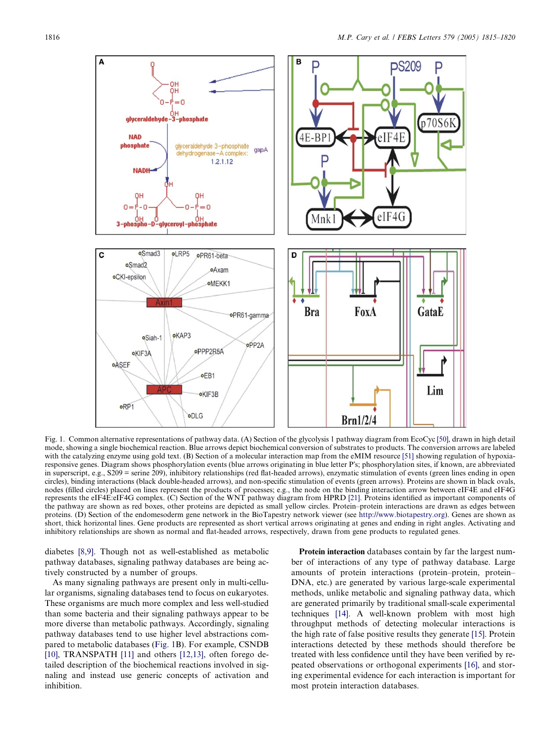Fig. 1. Common alternative representations of pathway data. (A) Section of the glycolysis 1 pathway diagram from EcoCyc [50], drawn in high detail mode, showing a single biochemical reaction. Blue arrows depict biochemical conversion of substrates to products. The conversion arrows are labeled with the catalyzing enzyme using gold text. (B) Section of a molecular interaction map from the eMIM resource [51] showing regulation of hypoxia-responsive genes. Diagram shows phosphorylation events (blue arrows originating in blue letter P's; phosphorylation sites, if known, are abbreviated in superscript, e.g., S209 = serine 209), inhibitory relationships (red flat-headed arrows), enzymatic stimulation of events (green lines ending in open circles), binding interactions (black double-headed arrows), and non-specific stimulation of events (green arrows). Proteins are shown in black ovals, nodes (filled circles) placed on lines represent the products of processes; e.g., the node on the binding interaction arrow between eIF4E and eIF4G represents the eIF4E:eIF4G complex. (C) Section of the WNT pathway diagram from HPRD [21]. Proteins identified as important components of the pathway are shown as red boxes, other proteins are depicted as small yellow circles. Protein–protein interactions are drawn as edges between proteins. (D) Section of the endomesoderm gene network in the BioTapestry network viewer (see http://www.biotapestry.org). Genes are shown as short, thick horizontal lines. Gene products are represented as short vertical arrows originating at genes and ending in right angles. Activating and inhibitory relationships are shown as normal and flat-headed arrows, respectively, drawn from gene products to regulated genes.

diabetes [8,9]. Though not as well-established as metabolic pathway databases, signaling pathway databases are being actively constructed by a number of groups.

As many signaling pathways are present only in multi-cellular organisms, signaling databases tend to focus on eukaryotes. These organisms are much more complex and less well-studied than some bacteria and their signaling pathways appear to be more diverse than metabolic pathways. Accordingly, signaling pathway databases tend to use higher level abstractions compared to metabolic databases (Fig. 1B). For example, CSNDB [10], TRANSPATH [11] and others [12,13], often forego detailed description of the biochemical reactions involved in signaling and instead use generic concepts of activation and inhibition.

**Protein interaction** databases contain by far the largest number of interactions of any type of pathway database. Large amounts of protein interactions (protein–protein, protein–DNA, etc.) are generated by various large-scale experimental methods, unlike metabolic and signaling pathway data, which are generated primarily by traditional small-scale experimental techniques [14]. A well-known problem with most high throughput methods of detecting molecular interactions is the high rate of false positive results they generate [15]. Protein interactions detected by these methods should therefore be treated with less confidence until they have been verified by repeated observations or orthogonal experiments [16], and storing experimental evidence for each interaction is important for most protein interaction databases.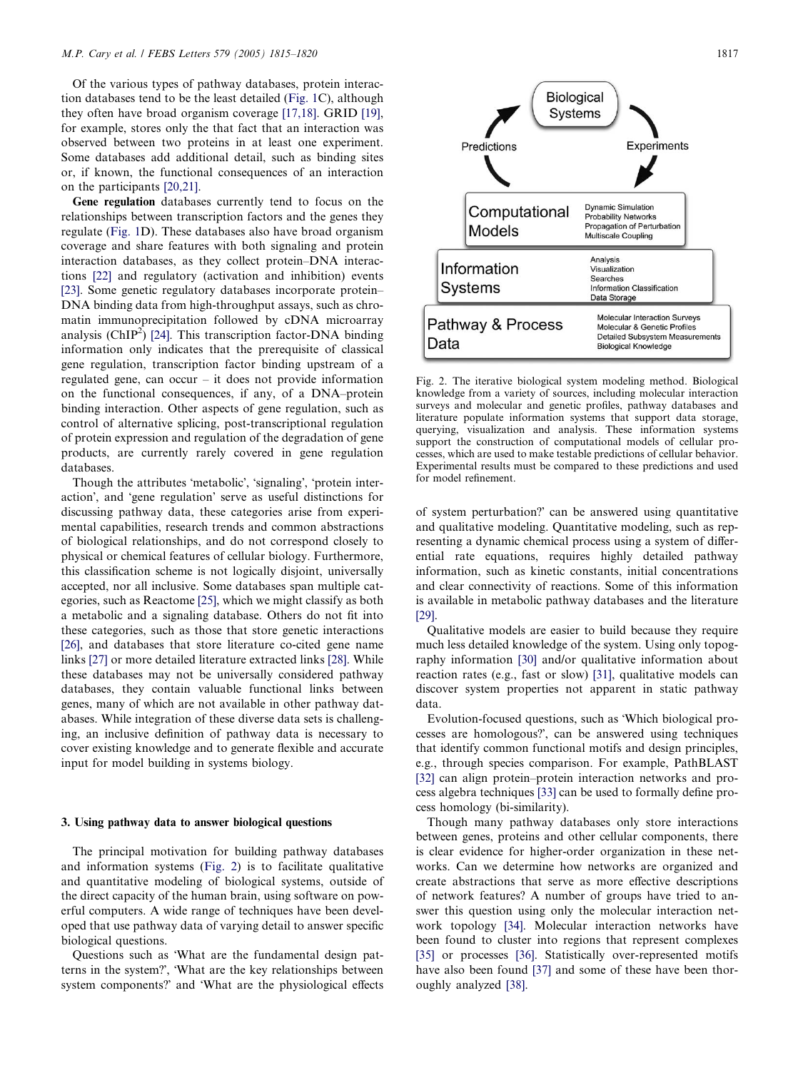Of the various types of pathway databases, protein interaction databases tend to be the least detailed (Fig. 1C), although they often have broad organism coverage [17,18]. GRID [19], for example, stores only the that fact that an interaction was observed between two proteins in at least one experiment. Some databases add additional detail, such as binding sites or, if known, the functional consequences of an interaction on the participants [20,21].

**Gene regulation** databases currently tend to focus on the relationships between transcription factors and the genes they regulate (Fig. 1D). These databases also have broad organism coverage and share features with both signaling and protein interaction databases, as they collect protein–DNA interactions [22] and regulatory (activation and inhibition) events [23]. Some genetic regulatory databases incorporate protein–DNA binding data from high-throughput assays, such as chromatin immunoprecipitation followed by cDNA microarray analysis ($ChIP^2$) [24]. This transcription factor-DNA binding information only indicates that the prerequisite of classical gene regulation, transcription factor binding upstream of a regulated gene, can occur – it does not provide information on the functional consequences, if any, of a DNA–protein binding interaction. Other aspects of gene regulation, such as control of alternative splicing, post-transcriptional regulation of protein expression and regulation of the degradation of gene products, are currently rarely covered in gene regulation databases.

Though the attributes 'metabolic', 'signaling', 'protein interaction', and 'gene regulation' serve as useful distinctions for discussing pathway data, these categories arise from experimental capabilities, research trends and common abstractions of biological relationships, and do not correspond closely to physical or chemical features of cellular biology. Furthermore, this classification scheme is not logically disjoint, universally accepted, nor all inclusive. Some databases span multiple categories, such as Reactome [25], which we might classify as both a metabolic and a signaling database. Others do not fit into these categories, such as those that store genetic interactions [26], and databases that store literature co-cited gene name links [27] or more detailed literature extracted links [28]. While these databases may not be universally considered pathway databases, they contain valuable functional links between genes, many of which are not available in other pathway databases. While integration of these diverse data sets is challenging, an inclusive definition of pathway data is necessary to cover existing knowledge and to generate flexible and accurate input for model building in systems biology.

## 3. Using pathway data to answer biological questions

The principal motivation for building pathway databases and information systems (Fig. 2) is to facilitate qualitative and quantitative modeling of biological systems, outside of the direct capacity of the human brain, using software on powerful computers. A wide range of techniques have been developed that use pathway data of varying detail to answer specific biological questions.

Questions such as 'What are the fundamental design patterns in the system?', 'What are the key relationships between system components?' and 'What are the physiological effects of system perturbation?' can be answered using quantitative and qualitative modeling. Quantitative modeling, such as representing a dynamic chemical process using a system of differential rate equations, requires highly detailed pathway information, such as kinetic constants, initial concentrations and clear connectivity of reactions. Some of this information is available in metabolic pathway databases and the literature [29].

Qualitative models are easier to build because they require much less detailed knowledge of the system. Using only topography information [30] and/or qualitative information about reaction rates (e.g., fast or slow) [31], qualitative models can discover system properties not apparent in static pathway data.

Evolution-focused questions, such as 'Which biological processes are homologous?', can be answered using techniques that identify common functional motifs and design principles, e.g., through species comparison. For example, PathBLAST [32] can align protein–protein interaction networks and process algebra techniques [33] can be used to formally define process homology (bi-similarity).

Though many pathway databases only store interactions between genes, proteins and other cellular components, there is clear evidence for higher-order organization in these networks. Can we determine how networks are organized and create abstractions that serve as more effective descriptions of network features? A number of groups have tried to answer this question using only the molecular interaction network topology [34]. Molecular interaction networks have been found to cluster into regions that represent complexes [35] or processes [36]. Statistically over-represented motifs have also been found [37] and some of these have been thoroughly analyzed [38].

Fig. 2. The iterative biological system modeling method. Biological knowledge from a variety of sources, including molecular interaction surveys and molecular and genetic profiles, pathway databases and literature populate information systems that support data storage, querying, visualization and analysis. These information systems support the construction of computational models of cellular processes, which are used to make testable predictions of cellular behavior. Experimental results must be compared to these predictions and used for model refinement.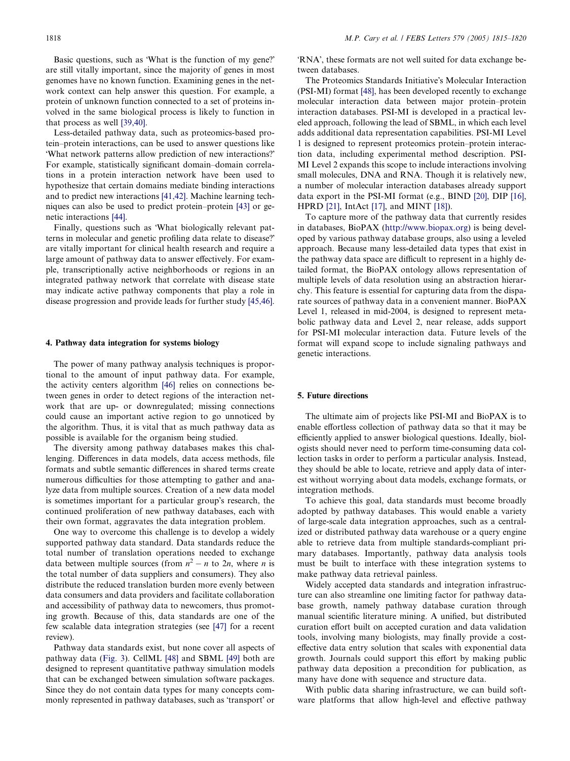Basic questions, such as 'What is the function of my gene?' are still vitally important, since the majority of genes in most genomes have no known function. Examining genes in the network context can help answer this question. For example, a protein of unknown function connected to a set of proteins involved in the same biological process is likely to function in that process as well [39,40].

Less-detailed pathway data, such as proteomics-based protein–protein interactions, can be used to answer questions like 'What network patterns allow prediction of new interactions?' For example, statistically significant domain–domain correlations in a protein interaction network have been used to hypothesize that certain domains mediate binding interactions and to predict new interactions [41,42]. Machine learning techniques can also be used to predict protein–protein [43] or genetic interactions [44].

Finally, questions such as 'What biologically relevant patterns in molecular and genetic profiling data relate to disease?' are vitally important for clinical health research and require a large amount of pathway data to answer effectively. For example, transcriptionally active neighborhoods or regions in an integrated pathway network that correlate with disease state may indicate active pathway components that play a role in disease progression and provide leads for further study [45,46].

## 4. Pathway data integration for systems biology

The power of many pathway analysis techniques is proportional to the amount of input pathway data. For example, the activity centers algorithm [46] relies on connections between genes in order to detect regions of the interaction network that are up- or downregulated; missing connections could cause an important active region to go unnoticed by the algorithm. Thus, it is vital that as much pathway data as possible is available for the organism being studied.

The diversity among pathway databases makes this challenging. Differences in data models, data access methods, file formats and subtle semantic differences in shared terms create numerous difficulties for those attempting to gather and analyze data from multiple sources. Creation of a new data model is sometimes important for a particular group's research, the continued proliferation of new pathway databases, each with their own format, aggravates the data integration problem.

One way to overcome this challenge is to develop a widely supported pathway data standard. Data standards reduce the total number of translation operations needed to exchange data between multiple sources (from $n^2 - n$ to $2n$, where $n$ is the total number of data suppliers and consumers). They also distribute the reduced translation burden more evenly between data consumers and data providers and facilitate collaboration and accessibility of pathway data to newcomers, thus promoting growth. Because of this, data standards are one of the few scalable data integration strategies (see [47] for a recent review).

Pathway data standards exist, but none cover all aspects of pathway data (Fig. 3). CellML [48] and SBML [49] both are designed to represent quantitative pathway simulation models that can be exchanged between simulation software packages. Since they do not contain data types for many concepts commonly represented in pathway databases, such as 'transport' or 'RNA', these formats are not well suited for data exchange between databases.

The Proteomics Standards Initiative's Molecular Interaction (PSI-MI) format [48], has been developed recently to exchange molecular interaction data between major protein–protein interaction databases. PSI-MI is developed in a practical leveled approach, following the lead of SBML, in which each level adds additional data representation capabilities. PSI-MI Level 1 is designed to represent proteomics protein–protein interaction data, including experimental method description. PSI-MI Level 2 expands this scope to include interactions involving small molecules, DNA and RNA. Though it is relatively new, a number of molecular interaction databases already support data export in the PSI-MI format (e.g., BIND [20], DIP [16], HPRD [21], IntAct [17], and MINT [18]).

To capture more of the pathway data that currently resides in databases, BioPAX (http://www.biopax.org) is being developed by various pathway database groups, also using a leveled approach. Because many less-detailed data types that exist in the pathway data space are difficult to represent in a highly detailed format, the BioPAX ontology allows representation of multiple levels of data resolution using an abstraction hierarchy. This feature is essential for capturing data from the disparate sources of pathway data in a convenient manner. BioPAX Level 1, released in mid-2004, is designed to represent metabolic pathway data and Level 2, near release, adds support for PSI-MI molecular interaction data. Future levels of the format will expand scope to include signaling pathways and genetic interactions.

## 5. Future directions

The ultimate aim of projects like PSI-MI and BioPAX is to enable effortless collection of pathway data so that it may be efficiently applied to answer biological questions. Ideally, biologists should never need to perform time-consuming data collection tasks in order to perform a particular analysis. Instead, they should be able to locate, retrieve and apply data of interest without worrying about data models, exchange formats, or integration methods.

To achieve this goal, data standards must become broadly adopted by pathway databases. This would enable a variety of large-scale data integration approaches, such as a centralized or distributed pathway data warehouse or a query engine able to retrieve data from multiple standards-compliant primary databases. Importantly, pathway data analysis tools must be built to interface with these integration systems to make pathway data retrieval painless.

Widely accepted data standards and integration infrastructure can also streamline one limiting factor for pathway database growth, namely pathway database curation through manual scientific literature mining. A unified, but distributed curation effort built on accepted curation and data validation tools, involving many biologists, may finally provide a cost-effective data entry solution that scales with exponential data growth. Journals could support this effort by making public pathway data deposition a precondition for publication, as many have done with sequence and structure data.

With public data sharing infrastructure, we can build software platforms that allow high-level and effective pathway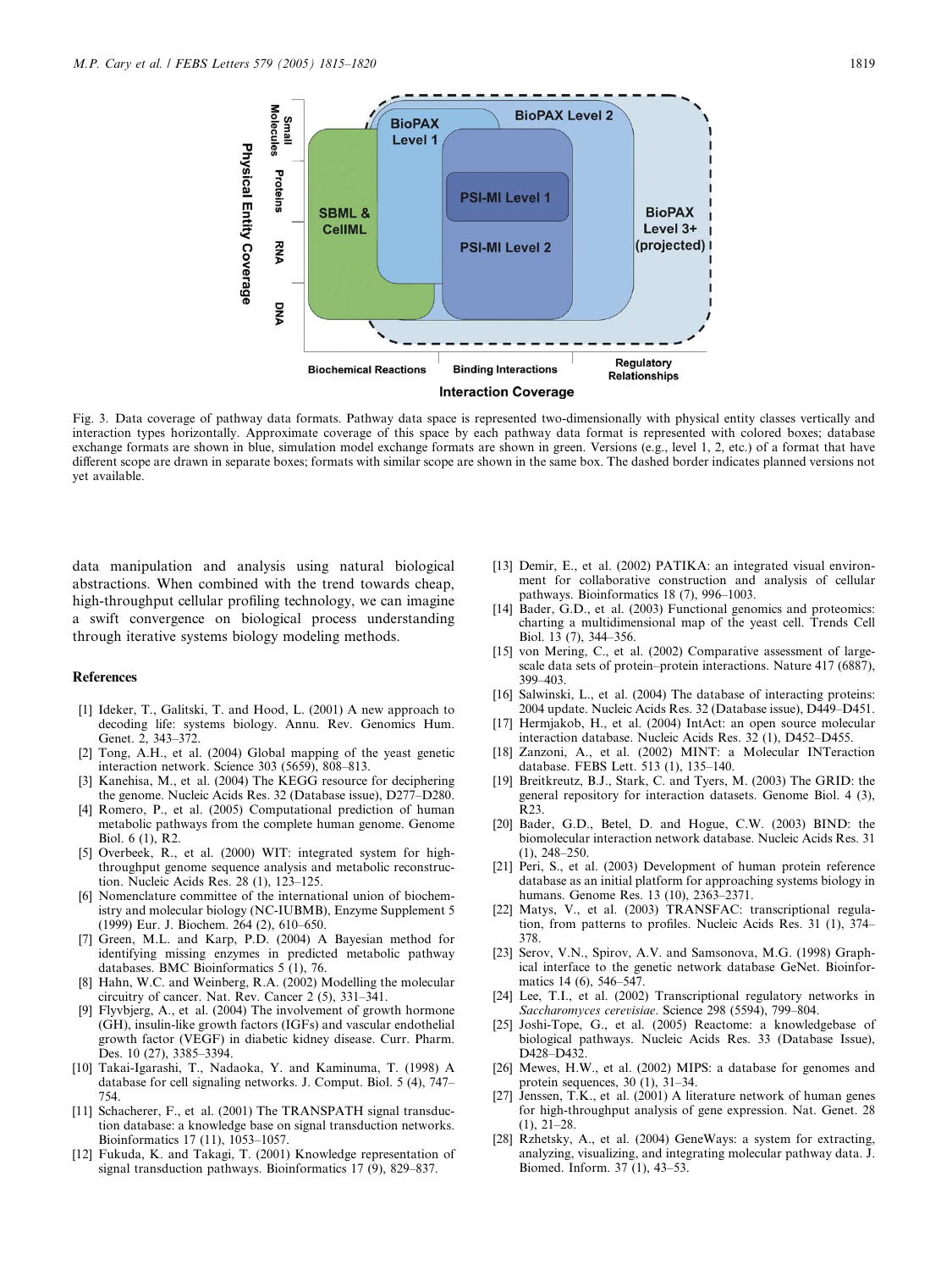Fig. 3. Data coverage of pathway data formats. Pathway data space is represented two-dimensionally with physical entity classes vertically and interaction types horizontally. Approximate coverage of this space by each pathway data format is represented with colored boxes; database exchange formats are shown in blue, simulation model exchange formats are shown in green. Versions (e.g., level 1, 2, etc.) of a format that have different scope are drawn in separate boxes; formats with similar scope are shown in the same box. The dashed border indicates planned versions not yet available.

data manipulation and analysis using natural biological abstractions. When combined with the trend towards cheap, high-throughput cellular profiling technology, we can imagine a swift convergence on biological process understanding through iterative systems biology modeling methods.

## References

[1] Ideker, T., Galitski, T. and Hood, L. (2001) A new approach to decoding life: systems biology. Annu. Rev. Genomics Hum. Genet. 2, 343–372.

[2] Tong, A.H., et al. (2004) Global mapping of the yeast genetic interaction network. Science 303 (5659), 808–813.

[3] Kanehisa, M., et al. (2004) The KEGG resource for deciphering the genome. Nucleic Acids Res. 32 (Database issue), D277–D280.

[4] Romero, P., et al. (2005) Computational prediction of human metabolic pathways from the complete human genome. Genome Biol. 6 (1), R2.

[5] Overbeek, R., et al. (2000) WIT: integrated system for high-throughput genome sequence analysis and metabolic reconstruction. Nucleic Acids Res. 28 (1), 123–125.

[6] Nomenclature committee of the international union of biochemistry and molecular biology (NC-IUBMB), Enzyme Supplement 5 (1999) Eur. J. Biochem. 264 (2), 610–650.

[7] Green, M.L. and Karp, P.D. (2004) A Bayesian method for identifying missing enzymes in predicted metabolic pathway databases. BMC Bioinformatics 5 (1), 76.

[8] Hahn, W.C. and Weinberg, R.A. (2002) Modelling the molecular circuitry of cancer. Nat. Rev. Cancer 2 (5), 331–341.

[9] Flyvbjerg, A., et al. (2004) The involvement of growth hormone (GH), insulin-like growth factors (IGFs) and vascular endothelial growth factor (VEGF) in diabetic kidney disease. Curr. Pharm. Des. 10 (27), 3385–3394.

[10] Takai-Igarashi, T., Nadaoka, Y. and Kaminuma, T. (1998) A database for cell signaling networks. J. Comput. Biol. 5 (4), 747–754.

[11] Schacherer, F., et al. (2001) The TRANSPATH signal transduction database: a knowledge base on signal transduction networks. Bioinformatics 17 (11), 1053–1057.

[12] Fukuda, K. and Takagi, T. (2001) Knowledge representation of signal transduction pathways. Bioinformatics 17 (9), 829–837.

[13] Demir, E., et al. (2002) PATIKA: an integrated visual environment for collaborative construction and analysis of cellular pathways. Bioinformatics 18 (7), 996–1003.

[14] Bader, G.D., et al. (2003) Functional genomics and proteomics: charting a multidimensional map of the yeast cell. Trends Cell Biol. 13 (7), 344–356.

[15] von Mering, C., et al. (2002) Comparative assessment of large-scale data sets of protein–protein interactions. Nature 417 (6887), 399–403.

[16] Salwinski, L., et al. (2004) The database of interacting proteins: 2004 update. Nucleic Acids Res. 32 (Database issue), D449–D451.

[17] Hermjakob, H., et al. (2004) IntAct: an open source molecular interaction database. Nucleic Acids Res. 32 (1), D452–D455.

[18] Zanzoni, A., et al. (2002) MINT: a Molecular INTeraction database. FEBS Lett. 513 (1), 135–140.

[19] Breitkreutz, B.J., Stark, C. and Tyers, M. (2003) The GRID: the general repository for interaction datasets. Genome Biol. 4 (3), R23.

[20] Bader, G.D., Betel, D. and Hogue, C.W. (2003) BIND: the biomolecular interaction network database. Nucleic Acids Res. 31 (1), 248–250.

[21] Peri, S., et al. (2003) Development of human protein reference database as an initial platform for approaching systems biology in humans. Genome Res. 13 (10), 2363–2371.

[22] Matys, V., et al. (2003) TRANSFAC: transcriptional regulation, from patterns to profiles. Nucleic Acids Res. 31 (1), 374–378.

[23] Serov, V.N., Spirov, A.V. and Samsonova, M.G. (1998) Graphical interface to the genetic network database GeNet. Bioinformatics 14 (6), 546–547.

[24] Lee, T.I., et al. (2002) Transcriptional regulatory networks in *Saccharomyces cerevisiae*. Science 298 (5594), 799–804.

[25] Joshi-Tope, G., et al. (2005) Reactome: a knowledgebase of biological pathways. Nucleic Acids Res. 33 (Database Issue), D428–D432.

[26] Mewes, H.W., et al. (2002) MIPS: a database for genomes and protein sequences, 30 (1), 31–34.

[27] Jenssen, T.K., et al. (2001) A literature network of human genes for high-throughput analysis of gene expression. Nat. Genet. 28 (1), 21–28.

[28] Rzhetsky, A., et al. (2004) GeneWays: a system for extracting, analyzing, visualizing, and integrating molecular pathway data. J. Biomed. Inform. 37 (1), 43–53.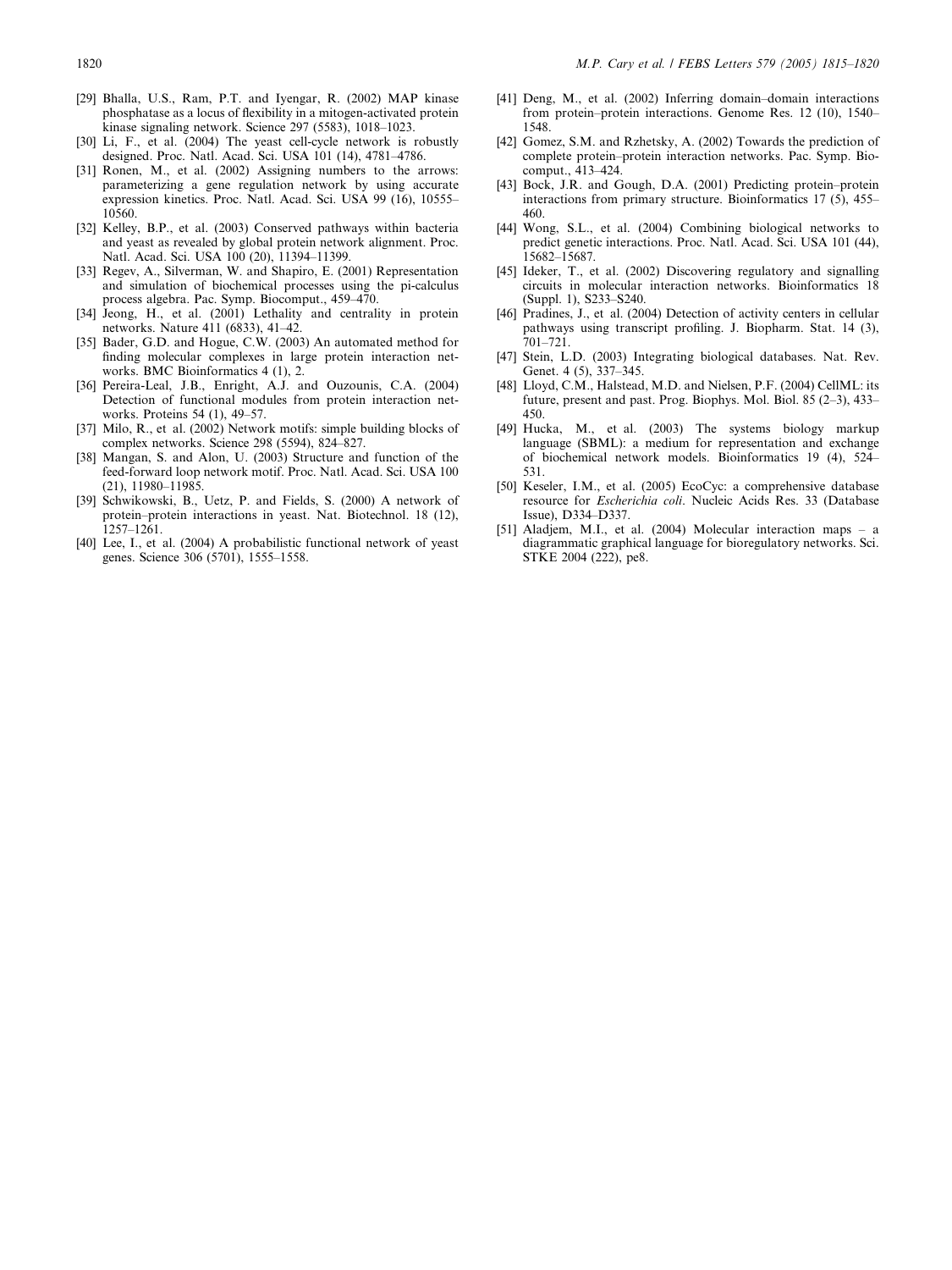[29] Bhalla, U.S., Ram, P.T. and Iyengar, R. (2002) MAP kinase phosphatase as a locus of flexibility in a mitogen-activated protein kinase signaling network. Science 297 (5583), 1018–1023.

[30] Li, F., et al. (2004) The yeast cell-cycle network is robustly designed. Proc. Natl. Acad. Sci. USA 101 (14), 4781–4786.

[31] Ronen, M., et al. (2002) Assigning numbers to the arrows: parameterizing a gene regulation network by using accurate expression kinetics. Proc. Natl. Acad. Sci. USA 99 (16), 10555–10560.

[32] Kelley, B.P., et al. (2003) Conserved pathways within bacteria and yeast as revealed by global protein network alignment. Proc. Natl. Acad. Sci. USA 100 (20), 11394–11399.

[33] Regev, A., Silverman, W. and Shapiro, E. (2001) Representation and simulation of biochemical processes using the pi-calculus process algebra. Pac. Symp. Biocomput., 459–470.

[34] Jeong, H., et al. (2001) Lethality and centrality in protein networks. Nature 411 (6833), 41–42.

[35] Bader, G.D. and Hogue, C.W. (2003) An automated method for finding molecular complexes in large protein interaction networks. BMC Bioinformatics 4 (1), 2.

[36] Pereira-Leal, J.B., Enright, A.J. and Ouzounis, C.A. (2004) Detection of functional modules from protein interaction networks. Proteins 54 (1), 49–57.

[37] Milo, R., et al. (2002) Network motifs: simple building blocks of complex networks. Science 298 (5594), 824–827.

[38] Mangan, S. and Alon, U. (2003) Structure and function of the feed-forward loop network motif. Proc. Natl. Acad. Sci. USA 100 (21), 11980–11985.

[39] Schwikowski, B., Uetz, P. and Fields, S. (2000) A network of protein–protein interactions in yeast. Nat. Biotechnol. 18 (12), 1257–1261.

[40] Lee, I., et al. (2004) A probabilistic functional network of yeast genes. Science 306 (5701), 1555–1558.

[41] Deng, M., et al. (2002) Inferring domain–domain interactions from protein–protein interactions. Genome Res. 12 (10), 1540–1548.

[42] Gomez, S.M. and Rzhetsky, A. (2002) Towards the prediction of complete protein–protein interaction networks. Pac. Symp. Biocomput., 413–424.

[43] Bock, J.R. and Gough, D.A. (2001) Predicting protein–protein interactions from primary structure. Bioinformatics 17 (5), 455–460.

[44] Wong, S.L., et al. (2004) Combining biological networks to predict genetic interactions. Proc. Natl. Acad. Sci. USA 101 (44), 15682–15687.

[45] Ideker, T., et al. (2002) Discovering regulatory and signalling circuits in molecular interaction networks. Bioinformatics 18 (Suppl. 1), S233–S240.

[46] Pradines, J., et al. (2004) Detection of activity centers in cellular pathways using transcript profiling. J. Biopharm. Stat. 14 (3), 701–721.

[47] Stein, L.D. (2003) Integrating biological databases. Nat. Rev. Genet. 4 (5), 337–345.

[48] Lloyd, C.M., Halstead, M.D. and Nielsen, P.F. (2004) CellML: its future, present and past. Prog. Biophys. Mol. Biol. 85 (2–3), 433–450.

[49] Hucka, M., et al. (2003) The systems biology markup language (SBML): a medium for representation and exchange of biochemical network models. Bioinformatics 19 (4), 524–531.

[50] Keseler, I.M., et al. (2005) EcoCyc: a comprehensive database resource for *Escherichia coli*. Nucleic Acids Res. 33 (Database Issue), D334–D337.

[51] Aladjem, M.I., et al. (2004) Molecular interaction maps – a diagrammatic graphical language for bioregulatory networks. Sci. STKE 2004 (222), pe8.